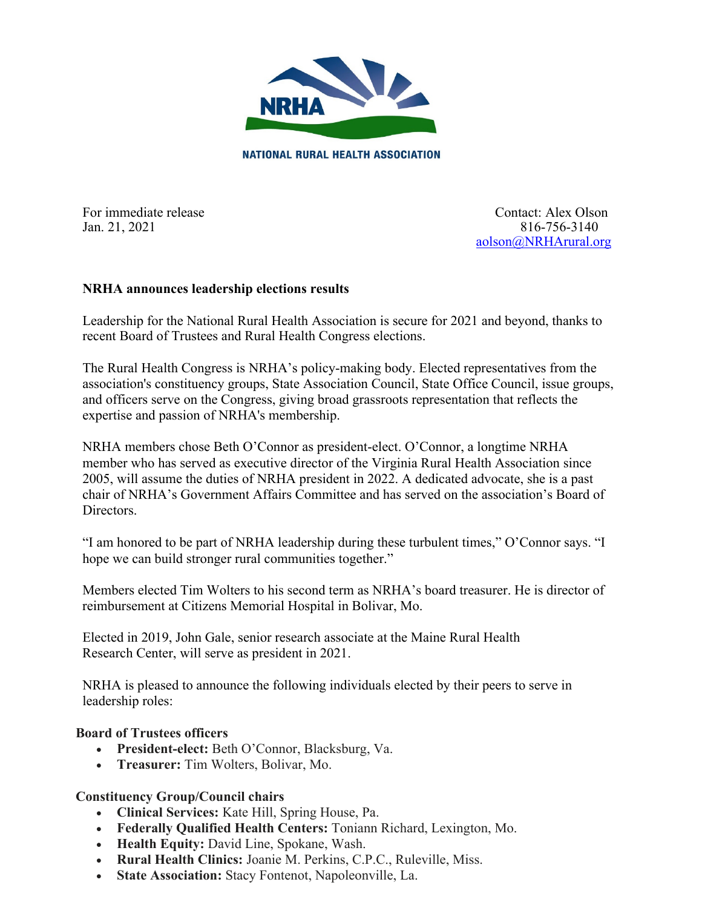NATIONAL RURAL HEALTH ASSOCIATION

For immediate release
Jan. 21, 2021

Contact: Alex Olson
816-756-3140
aolson@NRHArural.org

**NRHA announces leadership elections results**

Leadership for the National Rural Health Association is secure for 2021 and beyond, thanks to recent Board of Trustees and Rural Health Congress elections.

The Rural Health Congress is NRHA's policy-making body. Elected representatives from the association's constituency groups, State Association Council, State Office Council, issue groups, and officers serve on the Congress, giving broad grassroots representation that reflects the expertise and passion of NRHA's membership.

NRHA members chose Beth O'Connor as president-elect. O'Connor, a longtime NRHA member who has served as executive director of the Virginia Rural Health Association since 2005, will assume the duties of NRHA president in 2022. A dedicated advocate, she is a past chair of NRHA's Government Affairs Committee and has served on the association's Board of Directors.

"I am honored to be part of NRHA leadership during these turbulent times," O'Connor says. "I hope we can build stronger rural communities together."

Members elected Tim Wolters to his second term as NRHA's board treasurer. He is director of reimbursement at Citizens Memorial Hospital in Bolivar, Mo.

Elected in 2019, John Gale, senior research associate at the Maine Rural Health Research Center, will serve as president in 2021.

NRHA is pleased to announce the following individuals elected by their peers to serve in leadership roles:

**Board of Trustees officers**

- **President-elect:** Beth O'Connor, Blacksburg, Va.
- **Treasurer:** Tim Wolters, Bolivar, Mo.

**Constituency Group/Council chairs**

- **Clinical Services:** Kate Hill, Spring House, Pa.
- **Federally Qualified Health Centers:** Toniann Richard, Lexington, Mo.
- **Health Equity:** David Line, Spokane, Wash.
- **Rural Health Clinics:** Joanie M. Perkins, C.P.C., Ruleville, Miss.
- **State Association:** Stacy Fontenot, Napoleonville, La.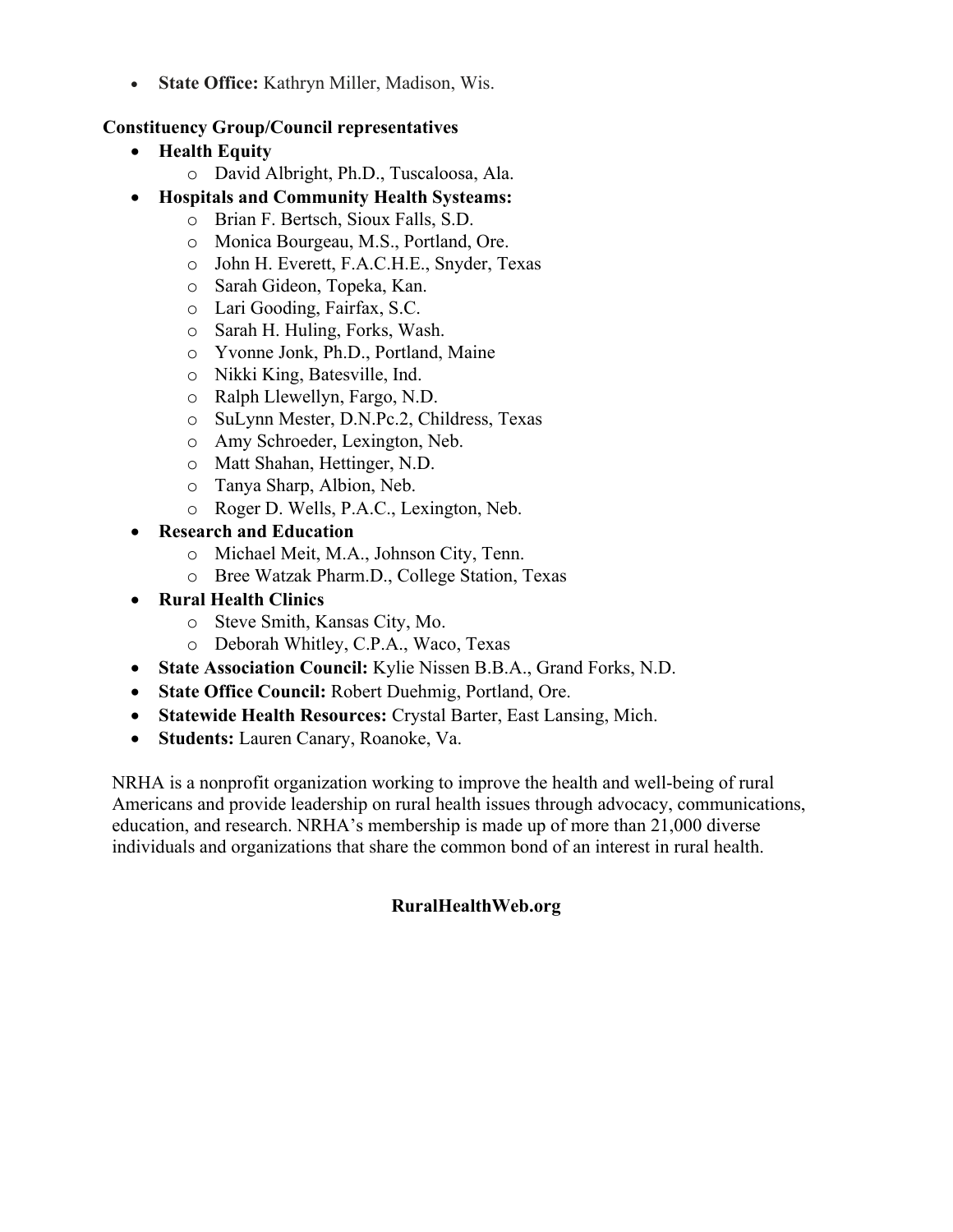- **State Office:** Kathryn Miller, Madison, Wis.

**Constituency Group/Council representatives**

- **Health Equity**
  - David Albright, Ph.D., Tuscaloosa, Ala.
- **Hospitals and Community Health Systeams:**
  - Brian F. Bertsch, Sioux Falls, S.D.
  - Monica Bourgeau, M.S., Portland, Ore.
  - John H. Everett, F.A.C.H.E., Snyder, Texas
  - Sarah Gideon, Topeka, Kan.
  - Lari Gooding, Fairfax, S.C.
  - Sarah H. Huling, Forks, Wash.
  - Yvonne Jonk, Ph.D., Portland, Maine
  - Nikki King, Batesville, Ind.
  - Ralph Llewellyn, Fargo, N.D.
  - SuLynn Mester, D.N.Pc.2, Childress, Texas
  - Amy Schroeder, Lexington, Neb.
  - Matt Shahan, Hettinger, N.D.
  - Tanya Sharp, Albion, Neb.
  - Roger D. Wells, P.A.C., Lexington, Neb.
- **Research and Education**
  - Michael Meit, M.A., Johnson City, Tenn.
  - Bree Watzak Pharm.D., College Station, Texas
- **Rural Health Clinics**
  - Steve Smith, Kansas City, Mo.
  - Deborah Whitley, C.P.A., Waco, Texas
- **State Association Council:** Kylie Nissen B.B.A., Grand Forks, N.D.
- **State Office Council:** Robert Duehmig, Portland, Ore.
- **Statewide Health Resources:** Crystal Barter, East Lansing, Mich.
- **Students:** Lauren Canary, Roanoke, Va.

NRHA is a nonprofit organization working to improve the health and well-being of rural Americans and provide leadership on rural health issues through advocacy, communications, education, and research. NRHA's membership is made up of more than 21,000 diverse individuals and organizations that share the common bond of an interest in rural health.

**RuralHealthWeb.org**